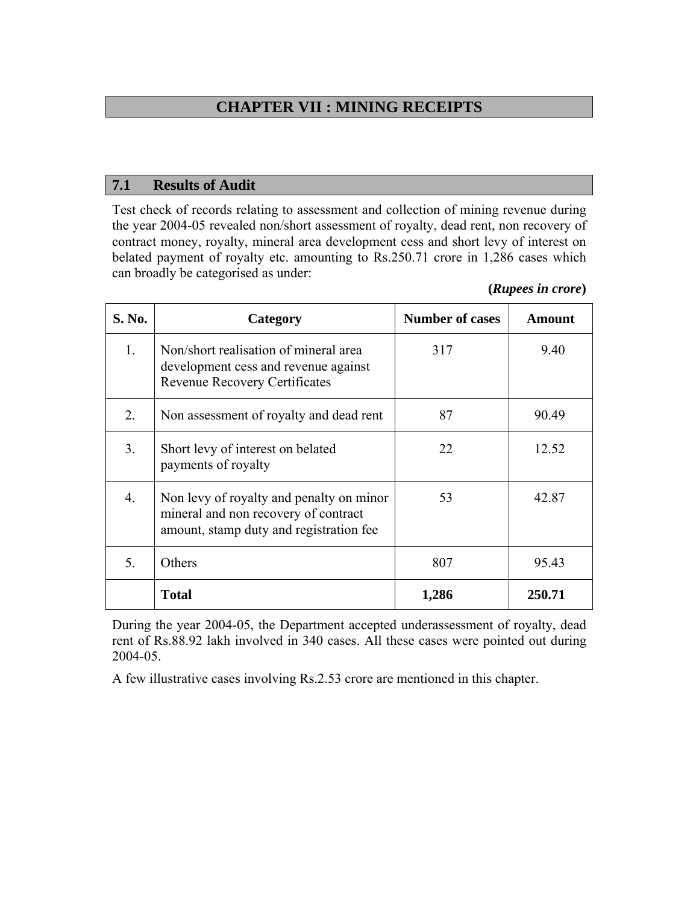# CHAPTER VII : MINING RECEIPTS

## 7.1 Results of Audit

Test check of records relating to assessment and collection of mining revenue during the year 2004-05 revealed non/short assessment of royalty, dead rent, non recovery of contract money, royalty, mineral area development cess and short levy of interest on belated payment of royalty etc. amounting to Rs.250.71 crore in 1,286 cases which can broadly be categorised as under:

**(*Rupees in crore*)**

| S. No. | Category | Number of cases | Amount |
|---|---|---|---|
| 1. | Non/short realisation of mineral area development cess and revenue against Revenue Recovery Certificates | 317 | 9.40 |
| 2. | Non assessment of royalty and dead rent | 87 | 90.49 |
| 3. | Short levy of interest on belated payments of royalty | 22 | 12.52 |
| 4. | Non levy of royalty and penalty on minor mineral and non recovery of contract amount, stamp duty and registration fee | 53 | 42.87 |
| 5. | Others | 807 | 95.43 |
| | **Total** | **1,286** | **250.71** |

During the year 2004-05, the Department accepted underassessment of royalty, dead rent of Rs.88.92 lakh involved in 340 cases. All these cases were pointed out during 2004-05.

A few illustrative cases involving Rs.2.53 crore are mentioned in this chapter.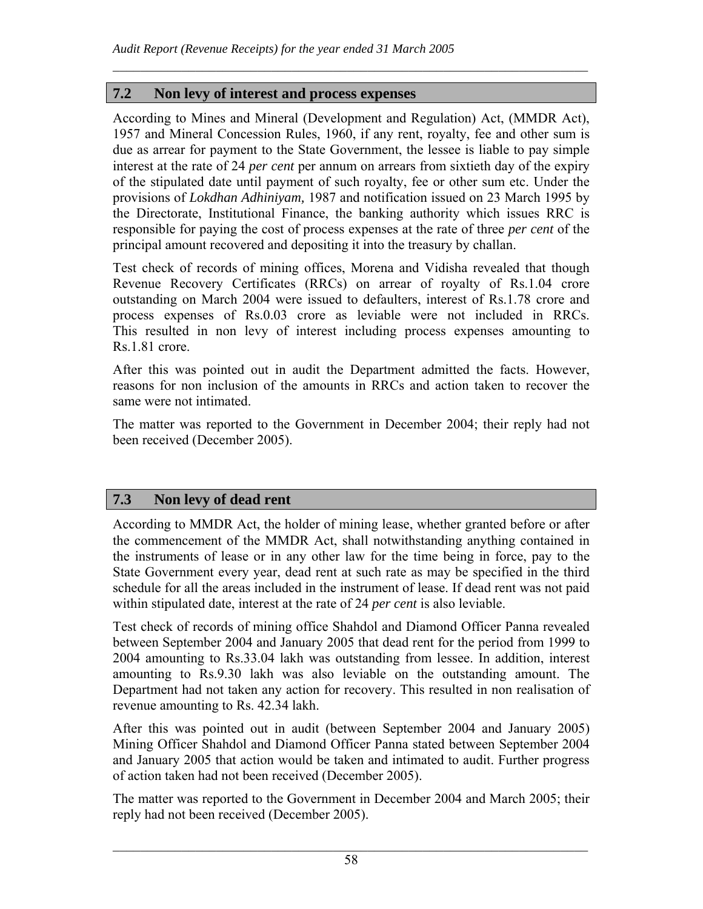## 7.2 Non levy of interest and process expenses

According to Mines and Mineral (Development and Regulation) Act, (MMDR Act), 1957 and Mineral Concession Rules, 1960, if any rent, royalty, fee and other sum is due as arrear for payment to the State Government, the lessee is liable to pay simple interest at the rate of 24 *per cent* per annum on arrears from sixtieth day of the expiry of the stipulated date until payment of such royalty, fee or other sum etc. Under the provisions of *Lokdhan Adhiniyam,* 1987 and notification issued on 23 March 1995 by the Directorate, Institutional Finance, the banking authority which issues RRC is responsible for paying the cost of process expenses at the rate of three *per cent* of the principal amount recovered and depositing it into the treasury by challan.

Test check of records of mining offices, Morena and Vidisha revealed that though Revenue Recovery Certificates (RRCs) on arrear of royalty of Rs.1.04 crore outstanding on March 2004 were issued to defaulters, interest of Rs.1.78 crore and process expenses of Rs.0.03 crore as leviable were not included in RRCs. This resulted in non levy of interest including process expenses amounting to Rs.1.81 crore.

After this was pointed out in audit the Department admitted the facts. However, reasons for non inclusion of the amounts in RRCs and action taken to recover the same were not intimated.

The matter was reported to the Government in December 2004; their reply had not been received (December 2005).

## 7.3 Non levy of dead rent

According to MMDR Act, the holder of mining lease, whether granted before or after the commencement of the MMDR Act, shall notwithstanding anything contained in the instruments of lease or in any other law for the time being in force, pay to the State Government every year, dead rent at such rate as may be specified in the third schedule for all the areas included in the instrument of lease. If dead rent was not paid within stipulated date, interest at the rate of 24 *per cent* is also leviable.

Test check of records of mining office Shahdol and Diamond Officer Panna revealed between September 2004 and January 2005 that dead rent for the period from 1999 to 2004 amounting to Rs.33.04 lakh was outstanding from lessee. In addition, interest amounting to Rs.9.30 lakh was also leviable on the outstanding amount. The Department had not taken any action for recovery. This resulted in non realisation of revenue amounting to Rs. 42.34 lakh.

After this was pointed out in audit (between September 2004 and January 2005) Mining Officer Shahdol and Diamond Officer Panna stated between September 2004 and January 2005 that action would be taken and intimated to audit. Further progress of action taken had not been received (December 2005).

The matter was reported to the Government in December 2004 and March 2005; their reply had not been received (December 2005).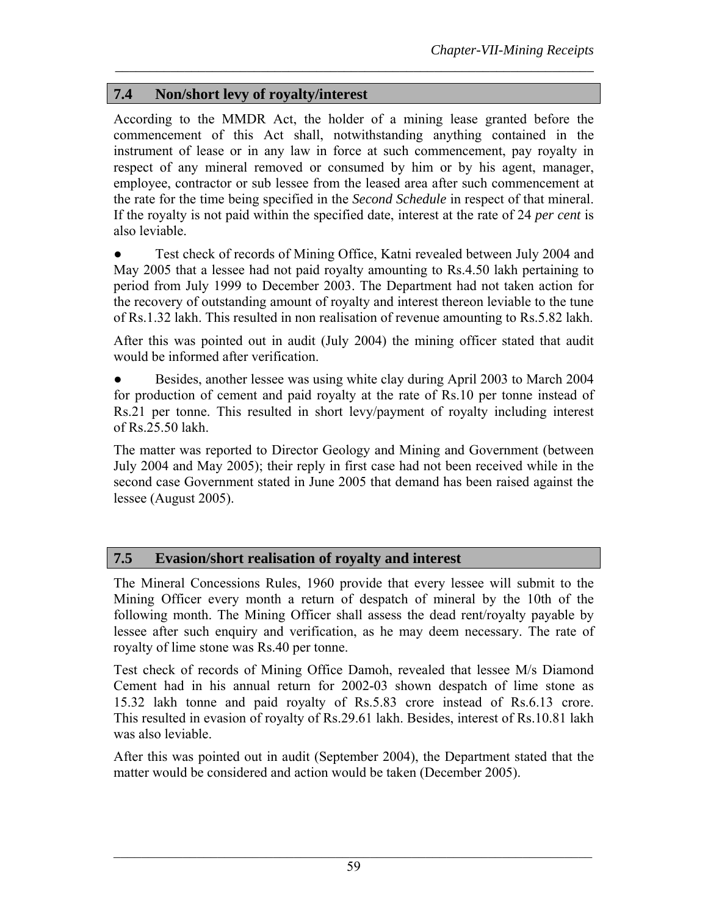## 7.4 Non/short levy of royalty/interest

According to the MMDR Act, the holder of a mining lease granted before the commencement of this Act shall, notwithstanding anything contained in the instrument of lease or in any law in force at such commencement, pay royalty in respect of any mineral removed or consumed by him or by his agent, manager, employee, contractor or sub lessee from the leased area after such commencement at the rate for the time being specified in the *Second Schedule* in respect of that mineral. If the royalty is not paid within the specified date, interest at the rate of 24 *per cent* is also leviable.

- Test check of records of Mining Office, Katni revealed between July 2004 and May 2005 that a lessee had not paid royalty amounting to Rs.4.50 lakh pertaining to period from July 1999 to December 2003. The Department had not taken action for the recovery of outstanding amount of royalty and interest thereon leviable to the tune of Rs.1.32 lakh. This resulted in non realisation of revenue amounting to Rs.5.82 lakh.

After this was pointed out in audit (July 2004) the mining officer stated that audit would be informed after verification.

- Besides, another lessee was using white clay during April 2003 to March 2004 for production of cement and paid royalty at the rate of Rs.10 per tonne instead of Rs.21 per tonne. This resulted in short levy/payment of royalty including interest of Rs.25.50 lakh.

The matter was reported to Director Geology and Mining and Government (between July 2004 and May 2005); their reply in first case had not been received while in the second case Government stated in June 2005 that demand has been raised against the lessee (August 2005).

## 7.5 Evasion/short realisation of royalty and interest

The Mineral Concessions Rules, 1960 provide that every lessee will submit to the Mining Officer every month a return of despatch of mineral by the 10th of the following month. The Mining Officer shall assess the dead rent/royalty payable by lessee after such enquiry and verification, as he may deem necessary. The rate of royalty of lime stone was Rs.40 per tonne.

Test check of records of Mining Office Damoh, revealed that lessee M/s Diamond Cement had in his annual return for 2002-03 shown despatch of lime stone as 15.32 lakh tonne and paid royalty of Rs.5.83 crore instead of Rs.6.13 crore. This resulted in evasion of royalty of Rs.29.61 lakh. Besides, interest of Rs.10.81 lakh was also leviable.

After this was pointed out in audit (September 2004), the Department stated that the matter would be considered and action would be taken (December 2005).